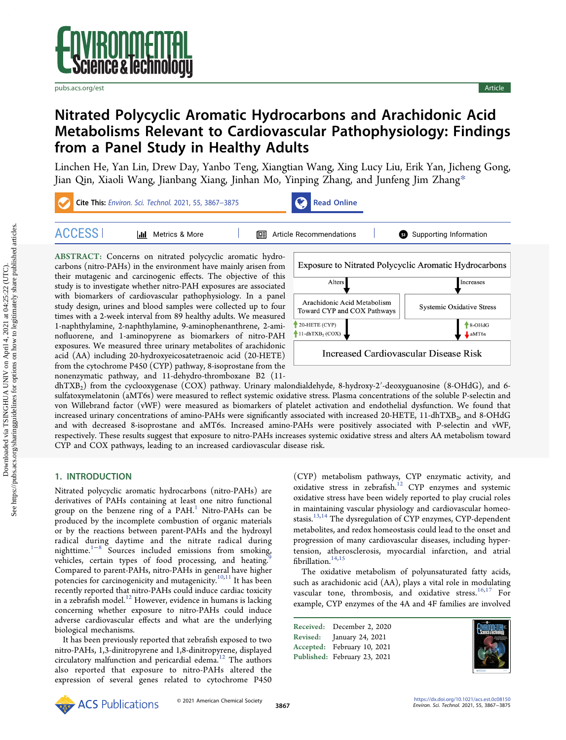# Nitrated Polycyclic Aromatic Hydrocarbons and Arachidonic Acid Metabolisms Relevant to Cardiovascular Pathophysiology: Findings from a Panel Study in Healthy Adults

Linchen He, Yan Lin, Drew Day, Yanbo Teng, Xiangtian Wang, Xing Lucy Liu, Erik Yan, Jicheng Gong, Jian Qin, Xiaoli Wang, Jianbang Xiang, Jinhan Mo, Yinping Zhang, and Junfeng Jim Zhang*

**Cite This:** *Environ. Sci. Technol.* 2021, 55, 3867−3875

**ABSTRACT:** Concerns on nitrated polycyclic aromatic hydrocarbons (nitro-PAHs) in the environment have mainly arisen from their mutagenic and carcinogenic effects. The objective of this study is to investigate whether nitro-PAH exposures are associated with biomarkers of cardiovascular pathophysiology. In a panel study design, urines and blood samples were collected up to four times with a 2-week interval from 89 healthy adults. We measured 1-naphthylamine, 2-naphthylamine, 9-aminophenanthrene, 2-aminofluorene, and 1-aminopyrene as biomarkers of nitro-PAH exposures. We measured three urinary metabolites of arachidonic acid (AA) including 20-hydroxyeicosatetraenoic acid (20-HETE) from the cytochrome P450 (CYP) pathway, 8-isoprostane from the nonenzymatic pathway, and 11-dehydro-thromboxane B2 (11-dhTXB$_2$) from the cyclooxygenase (COX) pathway. Urinary malondialdehyde, 8-hydroxy-2′-deoxyguanosine (8-OHdG), and 6-sulfatoxymelatonin (aMT6s) were measured to reflect systemic oxidative stress. Plasma concentrations of the soluble P-selectin and von Willebrand factor (vWF) were measured as biomarkers of platelet activation and endothelial dysfunction. We found that increased urinary concentrations of amino-PAHs were significantly associated with increased 20-HETE, 11-dhTXB$_2$, and 8-OHdG and with decreased 8-isoprostane and aMT6s. Increased amino-PAHs were positively associated with P-selectin and vWF, respectively. These results suggest that exposure to nitro-PAHs increases systemic oxidative stress and alters AA metabolism toward CYP and COX pathways, leading to an increased cardiovascular disease risk.

Exposure to Nitrated Polycyclic Aromatic Hydrocarbons

Alters

Increases

Arachidonic Acid Metabolism Toward CYP and COX Pathways

Systemic Oxidative Stress

↑20-HETE (CYP)

↑11-dhTXB$_2$ (COX)

↑8-OHdG

↓aMT6s

Increased Cardiovascular Disease Risk

## 1. INTRODUCTION

Nitrated polycyclic aromatic hydrocarbons (nitro-PAHs) are derivatives of PAHs containing at least one nitro functional group on the benzene ring of a PAH.[1] Nitro-PAHs can be produced by the incomplete combustion of organic materials or by the reactions between parent-PAHs and the hydroxyl radical during daytime and the nitrate radical during nighttime.[1−8] Sources included emissions from smoking, vehicles, certain types of food processing, and heating.[9] Compared to parent-PAHs, nitro-PAHs in general have higher potencies for carcinogenicity and mutagenicity.[10,11] It has been recently reported that nitro-PAHs could induce cardiac toxicity in a zebrafish model.[12] However, evidence in humans is lacking concerning whether exposure to nitro-PAHs could induce adverse cardiovascular effects and what are the underlying biological mechanisms.

It has been previously reported that zebrafish exposed to two nitro-PAHs, 1,3-dinitropyrene and 1,8-dinitropyrene, displayed circulatory malfunction and pericardial edema.[12] The authors also reported that exposure to nitro-PAHs altered the expression of several genes related to cytochrome P450 (CYP) metabolism pathways, CYP enzymatic activity, and oxidative stress in zebrafish.[12] CYP enzymes and systemic oxidative stress have been widely reported to play crucial roles in maintaining vascular physiology and cardiovascular homeostasis.[13,14] The dysregulation of CYP enzymes, CYP-dependent metabolites, and redox homeostasis could lead to the onset and progression of many cardiovascular diseases, including hypertension, atherosclerosis, myocardial infarction, and atrial fibrillation.[14,15]

The oxidative metabolism of polyunsaturated fatty acids, such as arachidonic acid (AA), plays a vital role in modulating vascular tone, thrombosis, and oxidative stress.[16,17] For example, CYP enzymes of the 4A and 4F families are involved

Received: December 2, 2020
Revised: January 24, 2021
Accepted: February 10, 2021
Published: February 23, 2021

© 2021 American Chemical Society

https://dx.doi.org/10.1021/acs.est.0c08150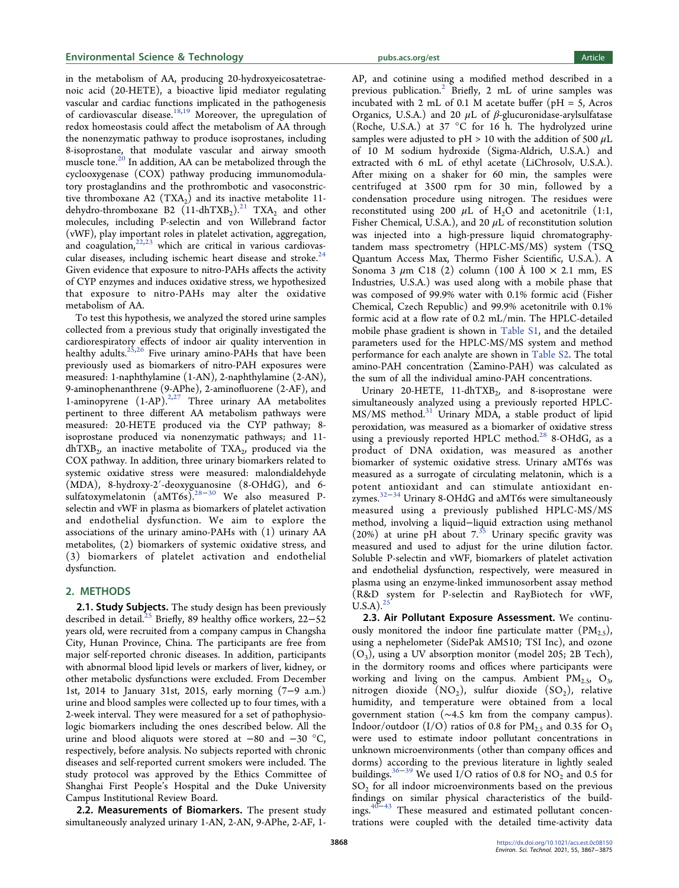in the metabolism of AA, producing 20-hydroxyeicosatetraenoic acid (20-HETE), a bioactive lipid mediator regulating vascular and cardiac functions implicated in the pathogenesis of cardiovascular disease.[18,19] Moreover, the upregulation of redox homeostasis could affect the metabolism of AA through the nonenzymatic pathway to produce isoprostanes, including 8-isoprostane, that modulate vascular and airway smooth muscle tone.[20] In addition, AA can be metabolized through the cyclooxygenase (COX) pathway producing immunomodulatory prostaglandins and the prothrombotic and vasoconstrictive thromboxane A2 ($TXA_2$) and its inactive metabolite 11-dehydro-thromboxane B2 (11-dh$TXB_2$).[21] $TXA_2$ and other molecules, including P-selectin and von Willebrand factor (vWF), play important roles in platelet activation, aggregation, and coagulation,[22,23] which are critical in various cardiovascular diseases, including ischemic heart disease and stroke.[24] Given evidence that exposure to nitro-PAHs affects the activity of CYP enzymes and induces oxidative stress, we hypothesized that exposure to nitro-PAHs may alter the oxidative metabolism of AA.

To test this hypothesis, we analyzed the stored urine samples collected from a previous study that originally investigated the cardiorespiratory effects of indoor air quality intervention in healthy adults.[25,26] Five urinary amino-PAHs that have been previously used as biomarkers of nitro-PAH exposures were measured: 1-naphthylamine (1-AN), 2-naphthylamine (2-AN), 9-aminophenanthrene (9-APhe), 2-aminofluorene (2-AF), and 1-aminopyrene (1-AP).[2,27] Three urinary AA metabolites pertinent to three different AA metabolism pathways were measured: 20-HETE produced via the CYP pathway; 8-isoprostane produced via nonenzymatic pathways; and 11-dh$TXB_2$, an inactive metabolite of $TXA_2$, produced via the COX pathway. In addition, three urinary biomarkers related to systemic oxidative stress were measured: malondialdehyde (MDA), 8-hydroxy-2′-deoxyguanosine (8-OHdG), and 6-sulfatoxymelatonin (aMT6s).[28−30] We also measured P-selectin and vWF in plasma as biomarkers of platelet activation and endothelial dysfunction. We aim to explore the associations of the urinary amino-PAHs with (1) urinary AA metabolites, (2) biomarkers of systemic oxidative stress, and (3) biomarkers of platelet activation and endothelial dysfunction.

## 2. METHODS

**2.1. Study Subjects.** The study design has been previously described in detail.[25] Briefly, 89 healthy office workers, 22−52 years old, were recruited from a company campus in Changsha City, Hunan Province, China. The participants are free from major self-reported chronic diseases. In addition, participants with abnormal blood lipid levels or markers of liver, kidney, or other metabolic dysfunctions were excluded. From December 1st, 2014 to January 31st, 2015, early morning (7−9 a.m.) urine and blood samples were collected up to four times, with a 2-week interval. They were measured for a set of pathophysiologic biomarkers including the ones described below. All the urine and blood aliquots were stored at −80 and −30 °C, respectively, before analysis. No subjects reported with chronic diseases and self-reported current smokers were included. The study protocol was approved by the Ethics Committee of Shanghai First People's Hospital and the Duke University Campus Institutional Review Board.

**2.2. Measurements of Biomarkers.** The present study simultaneously analyzed urinary 1-AN, 2-AN, 9-APhe, 2-AF, 1-AP, and cotinine using a modified method described in a previous publication.[2] Briefly, 2 mL of urine samples was incubated with 2 mL of 0.1 M acetate buffer (pH = 5, Acros Organics, U.S.A.) and 20 μL of β-glucuronidase-arylsulfatase (Roche, U.S.A.) at 37 °C for 16 h. The hydrolyzed urine samples were adjusted to pH > 10 with the addition of 500 μL of 10 M sodium hydroxide (Sigma-Aldrich, U.S.A.) and extracted with 6 mL of ethyl acetate (LiChrosolv, U.S.A.). After mixing on a shaker for 60 min, the samples were centrifuged at 3500 rpm for 30 min, followed by a condensation procedure using nitrogen. The residues were reconstituted using 200 μL of $H_2O$ and acetonitrile (1:1, Fisher Chemical, U.S.A.), and 20 μL of reconstitution solution was injected into a high-pressure liquid chromatography-tandem mass spectrometry (HPLC-MS/MS) system (TSQ Quantum Access Max, Thermo Fisher Scientific, U.S.A.). A Sonoma 3 μm C18 (2) column (100 Å 100 × 2.1 mm, ES Industries, U.S.A.) was used along with a mobile phase that was composed of 99.9% water with 0.1% formic acid (Fisher Chemical, Czech Republic) and 99.9% acetonitrile with 0.1% formic acid at a flow rate of 0.2 mL/min. The HPLC-detailed mobile phase gradient is shown in Table S1, and the detailed parameters used for the HPLC-MS/MS system and method performance for each analyte are shown in Table S2. The total amino-PAH concentration (Σamino-PAH) was calculated as the sum of all the individual amino-PAH concentrations.

Urinary 20-HETE, 11-dh$TXB_2$, and 8-isoprostane were simultaneously analyzed using a previously reported HPLC-MS/MS method.[31] Urinary MDA, a stable product of lipid peroxidation, was measured as a biomarker of oxidative stress using a previously reported HPLC method.[28] 8-OHdG, as a product of DNA oxidation, was measured as another biomarker of systemic oxidative stress. Urinary aMT6s was measured as a surrogate of circulating melatonin, which is a potent antioxidant and can stimulate antioxidant enzymes.[32−34] Urinary 8-OHdG and aMT6s were simultaneously measured using a previously published HPLC-MS/MS method, involving a liquid−liquid extraction using methanol (20%) at urine pH about 7.[35] Urinary specific gravity was measured and used to adjust for the urine dilution factor. Soluble P-selectin and vWF, biomarkers of platelet activation and endothelial dysfunction, respectively, were measured in plasma using an enzyme-linked immunosorbent assay method (R&D system for P-selectin and RayBiotech for vWF, U.S.A.).[25]

**2.3. Air Pollutant Exposure Assessment.** We continuously monitored the indoor fine particulate matter ($PM_{2.5}$), using a nephelometer (SidePak AM510; TSI Inc), and ozone ($O_3$), using a UV absorption monitor (model 205; 2B Tech), in the dormitory rooms and offices where participants were working and living on the campus. Ambient $PM_{2.5}$, $O_3$, nitrogen dioxide ($NO_2$), sulfur dioxide ($SO_2$), relative humidity, and temperature were obtained from a local government station (~4.5 km from the company campus). Indoor/outdoor (I/O) ratios of 0.8 for $PM_{2.5}$ and 0.35 for $O_3$ were used to estimate indoor pollutant concentrations in unknown microenvironments (other than company offices and dorms) according to the previous literature in lightly sealed buildings.[36−39] We used I/O ratios of 0.8 for $NO_2$ and 0.5 for $SO_2$ for all indoor microenvironments based on the previous findings on similar physical characteristics of the buildings.[40−43] These measured and estimated pollutant concentrations were coupled with the detailed time-activity data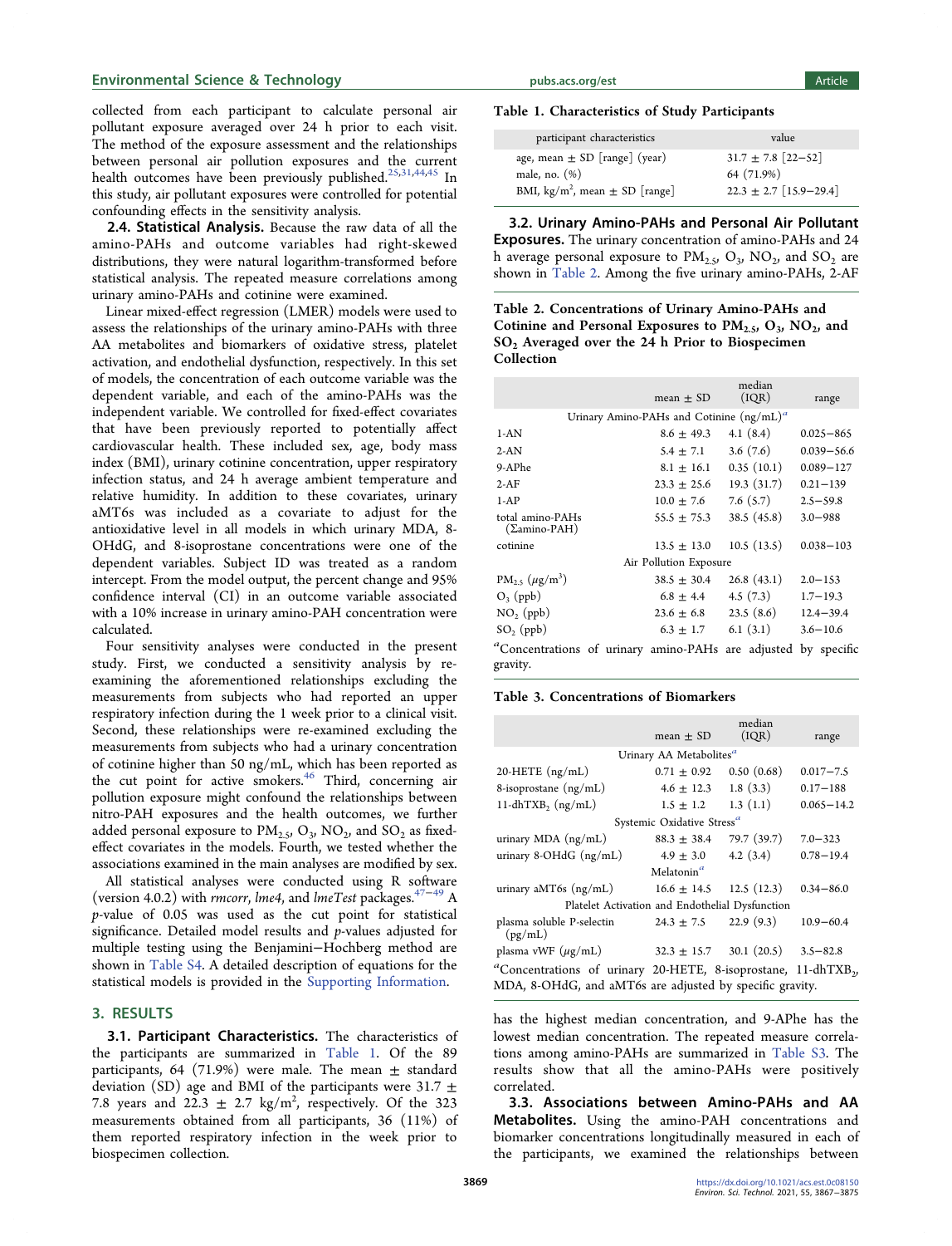collected from each participant to calculate personal air pollutant exposure averaged over 24 h prior to each visit. The method of the exposure assessment and the relationships between personal air pollution exposures and the current health outcomes have been previously published.[25,31,44,45] In this study, air pollutant exposures were controlled for potential confounding effects in the sensitivity analysis.

**2.4. Statistical Analysis.** Because the raw data of all the amino-PAHs and outcome variables had right-skewed distributions, they were natural logarithm-transformed before statistical analysis. The repeated measure correlations among urinary amino-PAHs and cotinine were examined.

Linear mixed-effect regression (LMER) models were used to assess the relationships of the urinary amino-PAHs with three AA metabolites and biomarkers of oxidative stress, platelet activation, and endothelial dysfunction, respectively. In this set of models, the concentration of each outcome variable was the dependent variable, and each of the amino-PAHs was the independent variable. We controlled for fixed-effect covariates that have been previously reported to potentially affect cardiovascular health. These included sex, age, body mass index (BMI), urinary cotinine concentration, upper respiratory infection status, and 24 h average ambient temperature and relative humidity. In addition to these covariates, urinary aMT6s was included as a covariate to adjust for the antioxidative level in all models in which urinary MDA, 8-OHdG, and 8-isoprostane concentrations were one of the dependent variables. Subject ID was treated as a random intercept. From the model output, the percent change and 95% confidence interval (CI) in an outcome variable associated with a 10% increase in urinary amino-PAH concentration were calculated.

Four sensitivity analyses were conducted in the present study. First, we conducted a sensitivity analysis by re-examining the aforementioned relationships excluding the measurements from subjects who had reported an upper respiratory infection during the 1 week prior to a clinical visit. Second, these relationships were re-examined excluding the measurements from subjects who had a urinary concentration of cotinine higher than 50 ng/mL, which has been reported as the cut point for active smokers.[46] Third, concerning air pollution exposure might confound the relationships between nitro-PAH exposures and the health outcomes, we further added personal exposure to $PM_{2.5}$, $O_3$, $NO_2$, and $SO_2$ as fixed-effect covariates in the models. Fourth, we tested whether the associations examined in the main analyses are modified by sex.

All statistical analyses were conducted using R software (version 4.0.2) with *rmcorr*, *lme4*, and *lmeTest* packages.[47−49] A *p*-value of 0.05 was used as the cut point for statistical significance. Detailed model results and *p*-values adjusted for multiple testing using the Benjamini−Hochberg method are shown in Table S4. A detailed description of equations for the statistical models is provided in the Supporting Information.

## 3. RESULTS

**3.1. Participant Characteristics.** The characteristics of the participants are summarized in Table 1. Of the 89 participants, 64 (71.9%) were male. The mean ± standard deviation (SD) age and BMI of the participants were 31.7 ± 7.8 years and 22.3 ± 2.7 kg/m$^2$, respectively. Of the 323 measurements obtained from all participants, 36 (11%) of them reported respiratory infection in the week prior to biospecimen collection.

**Table 1. Characteristics of Study Participants**

| participant characteristics | value |
|---|---|
| age, mean ± SD [range] (year) | 31.7 ± 7.8 [22−52] |
| male, no. (%) | 64 (71.9%) |
| BMI, kg/m$^2$, mean ± SD [range] | 22.3 ± 2.7 [15.9−29.4] |

**3.2. Urinary Amino-PAHs and Personal Air Pollutant Exposures.** The urinary concentration of amino-PAHs and 24 h average personal exposure to $PM_{2.5}$, $O_3$, $NO_2$, and $SO_2$ are shown in Table 2. Among the five urinary amino-PAHs, 2-AF has the highest median concentration, and 9-APhe has the lowest median concentration. The repeated measure correlations among amino-PAHs are summarized in Table S3. The results show that all the amino-PAHs were positively correlated.

**Table 2. Concentrations of Urinary Amino-PAHs and Cotinine and Personal Exposures to $PM_{2.5}$, $O_3$, $NO_2$, and $SO_2$ Averaged over the 24 h Prior to Biospecimen Collection**

| | mean ± SD | median (IQR) | range |
|---|---|---|---|
| Urinary Amino-PAHs and Cotinine (ng/mL)[a] | | | |
| 1-AN | 8.6 ± 49.3 | 4.1 (8.4) | 0.025−865 |
| 2-AN | 5.4 ± 7.1 | 3.6 (7.6) | 0.039−56.6 |
| 9-APhe | 8.1 ± 16.1 | 0.35 (10.1) | 0.089−127 |
| 2-AF | 23.3 ± 25.6 | 19.3 (31.7) | 0.21−139 |
| 1-AP | 10.0 ± 7.6 | 7.6 (5.7) | 2.5−59.8 |
| total amino-PAHs (Σamino-PAH) | 55.5 ± 75.3 | 38.5 (45.8) | 3.0−988 |
| cotinine | 13.5 ± 13.0 | 10.5 (13.5) | 0.038−103 |
| Air Pollution Exposure | | | |
| $PM_{2.5}$ ($\mu g/m^3$) | 38.5 ± 30.4 | 26.8 (43.1) | 2.0−153 |
| $O_3$ (ppb) | 6.8 ± 4.4 | 4.5 (7.3) | 1.7−19.3 |
| $NO_2$ (ppb) | 23.6 ± 6.8 | 23.5 (8.6) | 12.4−39.4 |
| $SO_2$ (ppb) | 6.3 ± 1.7 | 6.1 (3.1) | 3.6−10.6 |

[a]Concentrations of urinary amino-PAHs are adjusted by specific gravity.

**Table 3. Concentrations of Biomarkers**

| | mean ± SD | median (IQR) | range |
|---|---|---|---|
| Urinary AA Metabolites[a] | | | |
| 20-HETE (ng/mL) | 0.71 ± 0.92 | 0.50 (0.68) | 0.017−7.5 |
| 8-isoprostane (ng/mL) | 4.6 ± 12.3 | 1.8 (3.3) | 0.17−188 |
| 11-dhTXB$_2$ (ng/mL) | 1.5 ± 1.2 | 1.3 (1.1) | 0.065−14.2 |
| Systemic Oxidative Stress[a] | | | |
| urinary MDA (ng/mL) | 88.3 ± 38.4 | 79.7 (39.7) | 7.0−323 |
| urinary 8-OHdG (ng/mL) | 4.9 ± 3.0 | 4.2 (3.4) | 0.78−19.4 |
| Melatonin[a] | | | |
| urinary aMT6s (ng/mL) | 16.6 ± 14.5 | 12.5 (12.3) | 0.34−86.0 |
| Platelet Activation and Endothelial Dysfunction | | | |
| plasma soluble P-selectin (pg/mL) | 24.3 ± 7.5 | 22.9 (9.3) | 10.9−60.4 |
| plasma vWF ($\mu g/mL$) | 32.3 ± 15.7 | 30.1 (20.5) | 3.5−82.8 |

[a]Concentrations of urinary 20-HETE, 8-isoprostane, 11-dhTXB$_2$, MDA, 8-OHdG, and aMT6s are adjusted by specific gravity.

**3.3. Associations between Amino-PAHs and AA Metabolites.** Using the amino-PAH concentrations and biomarker concentrations longitudinally measured in each of the participants, we examined the relationships between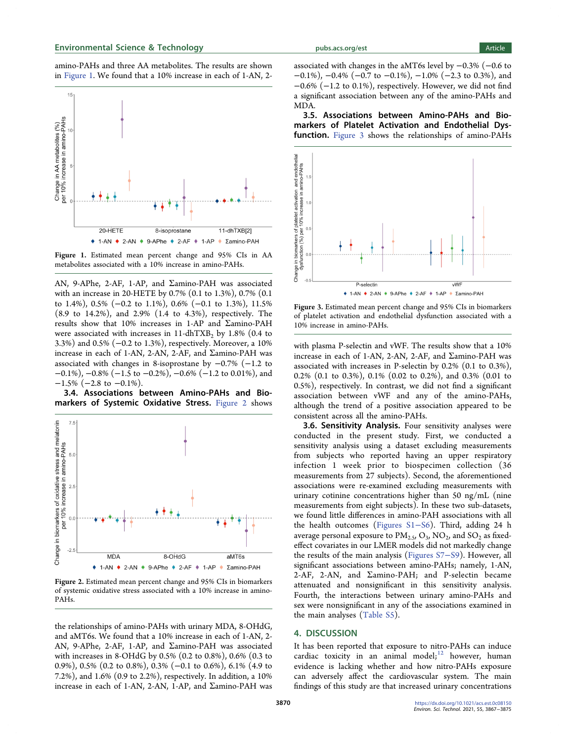amino-PAHs and three AA metabolites. The results are shown in Figure 1. We found that a 10% increase in each of 1-AN, 2-

15
10
5
0
Change in AA metabolites (%) per 10% increase in amino-PAHs
20-HETE
8-isoprostane
11-dhTXB[2]
1-AN 2-AN 9-APhe 2-AF 1-AP Σamino-PAH

**Figure 1.** Estimated mean percent change and 95% CIs in AA metabolites associated with a 10% increase in amino-PAHs.

AN, 9-APhe, 2-AF, 1-AP, and Σamino-PAH was associated with an increase in 20-HETE by 0.7% (0.1 to 1.3%), 0.7% (0.1 to 1.4%), 0.5% (−0.2 to 1.1%), 0.6% (−0.1 to 1.3%), 11.5% (8.9 to 14.2%), and 2.9% (1.4 to 4.3%), respectively. The results show that 10% increases in 1-AP and Σamino-PAH were associated with increases in 11-dhTXB$_2$ by 1.8% (0.4 to 3.3%) and 0.5% (−0.2 to 1.3%), respectively. Moreover, a 10% increase in each of 1-AN, 2-AN, 2-AF, and Σamino-PAH was associated with changes in 8-isoprostane by −0.7% (−1.2 to −0.1%), −0.8% (−1.5 to −0.2%), −0.6% (−1.2 to 0.01%), and −1.5% (−2.8 to −0.1%).

### 3.4. Associations between Amino-PAHs and Biomarkers of Systemic Oxidative Stress.

Figure 2 shows

7.5
5.0
2.5
0.0
-2.5
Change in biomarkers of oxidative stress and melatonin per 10% increase in amino-PAHs
MDA
8-OHdG
aMT6s
1-AN 2-AN 9-APhe 2-AF 1-AP Σamino-PAH

**Figure 2.** Estimated mean percent change and 95% CIs in biomarkers of systemic oxidative stress associated with a 10% increase in amino-PAHs.

the relationships of amino-PAHs with urinary MDA, 8-OHdG, and aMT6s. We found that a 10% increase in each of 1-AN, 2-AN, 9-APhe, 2-AF, 1-AP, and Σamino-PAH was associated with increases in 8-OHdG by 0.5% (0.2 to 0.8%), 0.6% (0.3 to 0.9%), 0.5% (0.2 to 0.8%), 0.3% (−0.1 to 0.6%), 6.1% (4.9 to 7.2%), and 1.6% (0.9 to 2.2%), respectively. In addition, a 10% increase in each of 1-AN, 2-AN, 1-AP, and Σamino-PAH was associated with changes in the aMT6s level by −0.3% (−0.6 to −0.1%), −0.4% (−0.7 to −0.1%), −1.0% (−2.3 to 0.3%), and −0.6% (−1.2 to 0.1%), respectively. However, we did not find a significant association between any of the amino-PAHs and MDA.

### 3.5. Associations between Amino-PAHs and Biomarkers of Platelet Activation and Endothelial Dysfunction.

Figure 3 shows the relationships of amino-PAHs

1.5
1.0
0.5
0.0
-0.5
Change in biomarkers of platelet activation and endothelial dysfunction (%) per 10% increase in amino-PAHs
P-selectin
vWF
1-AN 2-AN 9-APhe 2-AF 1-AP Σamino-PAH

**Figure 3.** Estimated mean percent change and 95% CIs in biomarkers of platelet activation and endothelial dysfunction associated with a 10% increase in amino-PAHs.

with plasma P-selectin and vWF. The results show that a 10% increase in each of 1-AN, 2-AN, 2-AF, and Σamino-PAH was associated with increases in P-selectin by 0.2% (0.1 to 0.3%), 0.2% (0.1 to 0.3%), 0.1% (0.02 to 0.2%), and 0.3% (0.01 to 0.5%), respectively. In contrast, we did not find a significant association between vWF and any of the amino-PAHs, although the trend of a positive association appeared to be consistent across all the amino-PAHs.

### 3.6. Sensitivity Analysis.

Four sensitivity analyses were conducted in the present study. First, we conducted a sensitivity analysis using a dataset excluding measurements from subjects who reported having an upper respiratory infection 1 week prior to biospecimen collection (36 measurements from 27 subjects). Second, the aforementioned associations were re-examined excluding measurements with urinary cotinine concentrations higher than 50 ng/mL (nine measurements from eight subjects). In these two sub-datasets, we found little differences in amino-PAH associations with the health outcomes (Figures S1−S6). Third, adding 24 h average personal exposure to $PM_{2.5}$, $O_3$, $NO_2$, and $SO_2$ as fixed-effect covariates in our LMER models did not markedly change the results of the main analysis (Figures S7−S9). However, all significant associations between amino-PAHs; namely, 1-AN, 2-AF, 2-AN, and Σamino-PAH; and P-selectin became attenuated and nonsignificant in this sensitivity analysis. Fourth, the interactions between urinary amino-PAHs and sex were nonsignificant in any of the associations examined in the main analyses (Table S5).

## 4. DISCUSSION

It has been reported that exposure to nitro-PAHs can induce cardiac toxicity in an animal model;[12] however, human evidence is lacking whether and how nitro-PAHs exposure can adversely affect the cardiovascular system. The main findings of this study are that increased urinary concentrations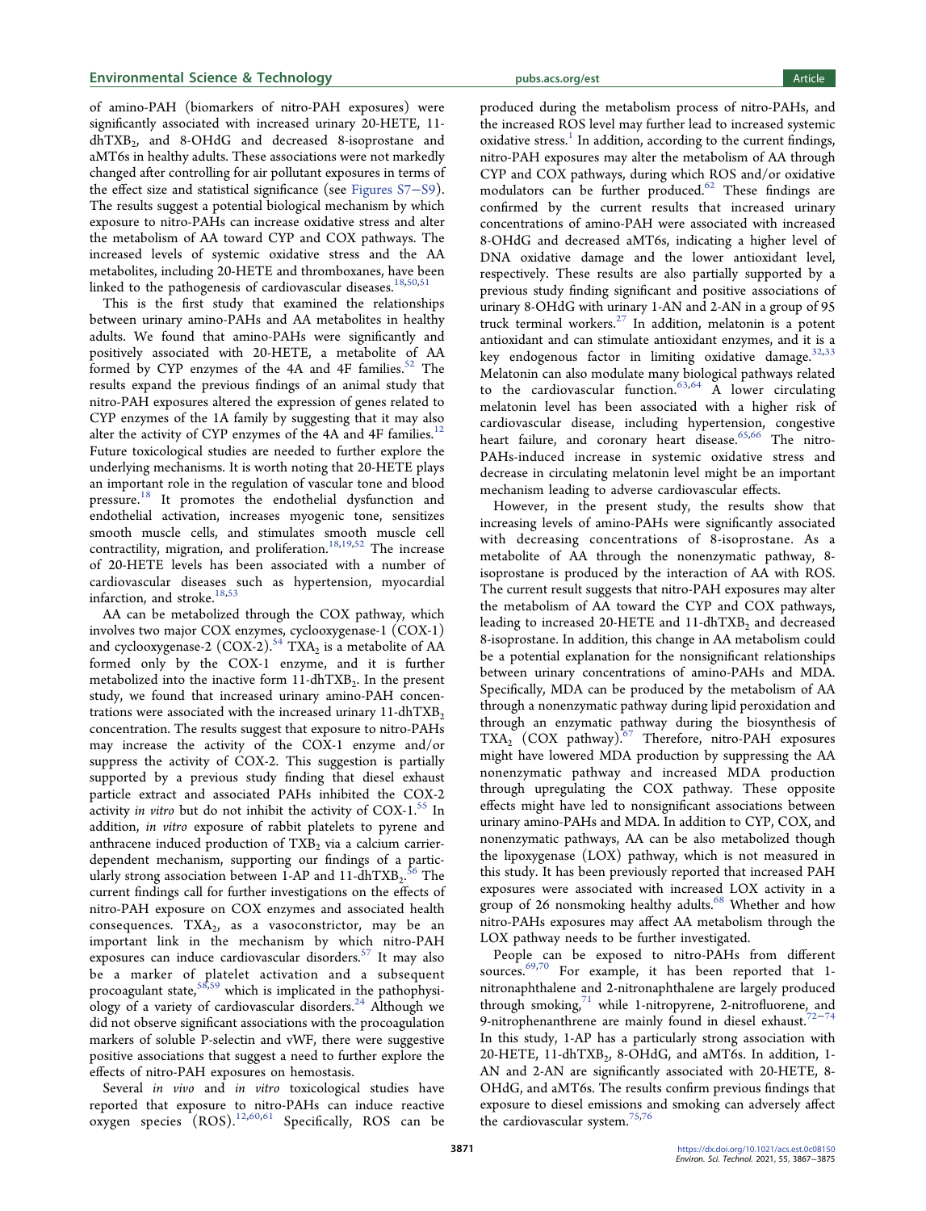of amino-PAH (biomarkers of nitro-PAH exposures) were significantly associated with increased urinary 20-HETE, 11-dhTXB$_2$, and 8-OHdG and decreased 8-isoprostane and aMT6s in healthy adults. These associations were not markedly changed after controlling for air pollutant exposures in terms of the effect size and statistical significance (see Figures S7−S9). The results suggest a potential biological mechanism by which exposure to nitro-PAHs can increase oxidative stress and alter the metabolism of AA toward CYP and COX pathways. The increased levels of systemic oxidative stress and the AA metabolites, including 20-HETE and thromboxanes, have been linked to the pathogenesis of cardiovascular diseases.[18,50,51]

This is the first study that examined the relationships between urinary amino-PAHs and AA metabolites in healthy adults. We found that amino-PAHs were significantly and positively associated with 20-HETE, a metabolite of AA formed by CYP enzymes of the 4A and 4F families.[52] The results expand the previous findings of an animal study that nitro-PAH exposures altered the expression of genes related to CYP enzymes of the 1A family by suggesting that it may also alter the activity of CYP enzymes of the 4A and 4F families.[12] Future toxicological studies are needed to further explore the underlying mechanisms. It is worth noting that 20-HETE plays an important role in the regulation of vascular tone and blood pressure.[18] It promotes the endothelial dysfunction and endothelial activation, increases myogenic tone, sensitizes smooth muscle cells, and stimulates smooth muscle cell contractility, migration, and proliferation.[18,19,52] The increase of 20-HETE levels has been associated with a number of cardiovascular diseases such as hypertension, myocardial infarction, and stroke.[18,53]

AA can be metabolized through the COX pathway, which involves two major COX enzymes, cyclooxygenase-1 (COX-1) and cyclooxygenase-2 (COX-2).[54] TXA$_2$ is a metabolite of AA formed only by the COX-1 enzyme, and it is further metabolized into the inactive form 11-dhTXB$_2$. In the present study, we found that increased urinary amino-PAH concentrations were associated with the increased urinary 11-dhTXB$_2$ concentration. The results suggest that exposure to nitro-PAHs may increase the activity of the COX-1 enzyme and/or suppress the activity of COX-2. This suggestion is partially supported by a previous study finding that diesel exhaust particle extract and associated PAHs inhibited the COX-2 activity *in vitro* but do not inhibit the activity of COX-1.[55] In addition, *in vitro* exposure of rabbit platelets to pyrene and anthracene induced production of TXB$_2$ via a calcium carrier-dependent mechanism, supporting our findings of a particularly strong association between 1-AP and 11-dhTXB$_2$.[56] The current findings call for further investigations on the effects of nitro-PAH exposure on COX enzymes and associated health consequences. TXA$_2$, as a vasoconstrictor, may be an important link in the mechanism by which nitro-PAH exposures can induce cardiovascular disorders.[57] It may also be a marker of platelet activation and a subsequent procoagulant state,[58,59] which is implicated in the pathophysiology of a variety of cardiovascular disorders.[24] Although we did not observe significant associations with the procoagulation markers of soluble P-selectin and vWF, there were suggestive positive associations that suggest a need to further explore the effects of nitro-PAH exposures on hemostasis.

Several *in vivo* and *in vitro* toxicological studies have reported that exposure to nitro-PAHs can induce reactive oxygen species (ROS).[12,60,61] Specifically, ROS can be produced during the metabolism process of nitro-PAHs, and the increased ROS level may further lead to increased systemic oxidative stress.[1] In addition, according to the current findings, nitro-PAH exposures may alter the metabolism of AA through CYP and COX pathways, during which ROS and/or oxidative modulators can be further produced.[62] These findings are confirmed by the current results that increased urinary concentrations of amino-PAH were associated with increased 8-OHdG and decreased aMT6s, indicating a higher level of DNA oxidative damage and the lower antioxidant level, respectively. These results are also partially supported by a previous study finding significant and positive associations of urinary 8-OHdG with urinary 1-AN and 2-AN in a group of 95 truck terminal workers.[27] In addition, melatonin is a potent antioxidant and can stimulate antioxidant enzymes, and it is a key endogenous factor in limiting oxidative damage.[32,33] Melatonin can also modulate many biological pathways related to the cardiovascular function.[63,64] A lower circulating melatonin level has been associated with a higher risk of cardiovascular disease, including hypertension, congestive heart failure, and coronary heart disease.[65,66] The nitro-PAHs-induced increase in systemic oxidative stress and decrease in circulating melatonin level might be an important mechanism leading to adverse cardiovascular effects.

However, in the present study, the results show that increasing levels of amino-PAHs were significantly associated with decreasing concentrations of 8-isoprostane. As a metabolite of AA through the nonenzymatic pathway, 8-isoprostane is produced by the interaction of AA with ROS. The current result suggests that nitro-PAH exposures may alter the metabolism of AA toward the CYP and COX pathways, leading to increased 20-HETE and 11-dhTXB$_2$ and decreased 8-isoprostane. In addition, this change in AA metabolism could be a potential explanation for the nonsignificant relationships between urinary concentrations of amino-PAHs and MDA. Specifically, MDA can be produced by the metabolism of AA through a nonenzymatic pathway during lipid peroxidation and through an enzymatic pathway during the biosynthesis of TXA$_2$ (COX pathway).[67] Therefore, nitro-PAH exposures might have lowered MDA production by suppressing the AA nonenzymatic pathway and increased MDA production through upregulating the COX pathway. These opposite effects might have led to nonsignificant associations between urinary amino-PAHs and MDA. In addition to CYP, COX, and nonenzymatic pathways, AA can be also metabolized though the lipoxygenase (LOX) pathway, which is not measured in this study. It has been previously reported that increased PAH exposures were associated with increased LOX activity in a group of 26 nonsmoking healthy adults.[68] Whether and how nitro-PAHs exposures may affect AA metabolism through the LOX pathway needs to be further investigated.

People can be exposed to nitro-PAHs from different sources.[69,70] For example, it has been reported that 1-nitronaphthalene and 2-nitronaphthalene are largely produced through smoking,[71] while 1-nitropyrene, 2-nitrofluorene, and 9-nitrophenanthrene are mainly found in diesel exhaust.[72−74] In this study, 1-AP has a particularly strong association with 20-HETE, 11-dhTXB$_2$, 8-OHdG, and aMT6s. In addition, 1-AN and 2-AN are significantly associated with 20-HETE, 8-OHdG, and aMT6s. The results confirm previous findings that exposure to diesel emissions and smoking can adversely affect the cardiovascular system.[75,76]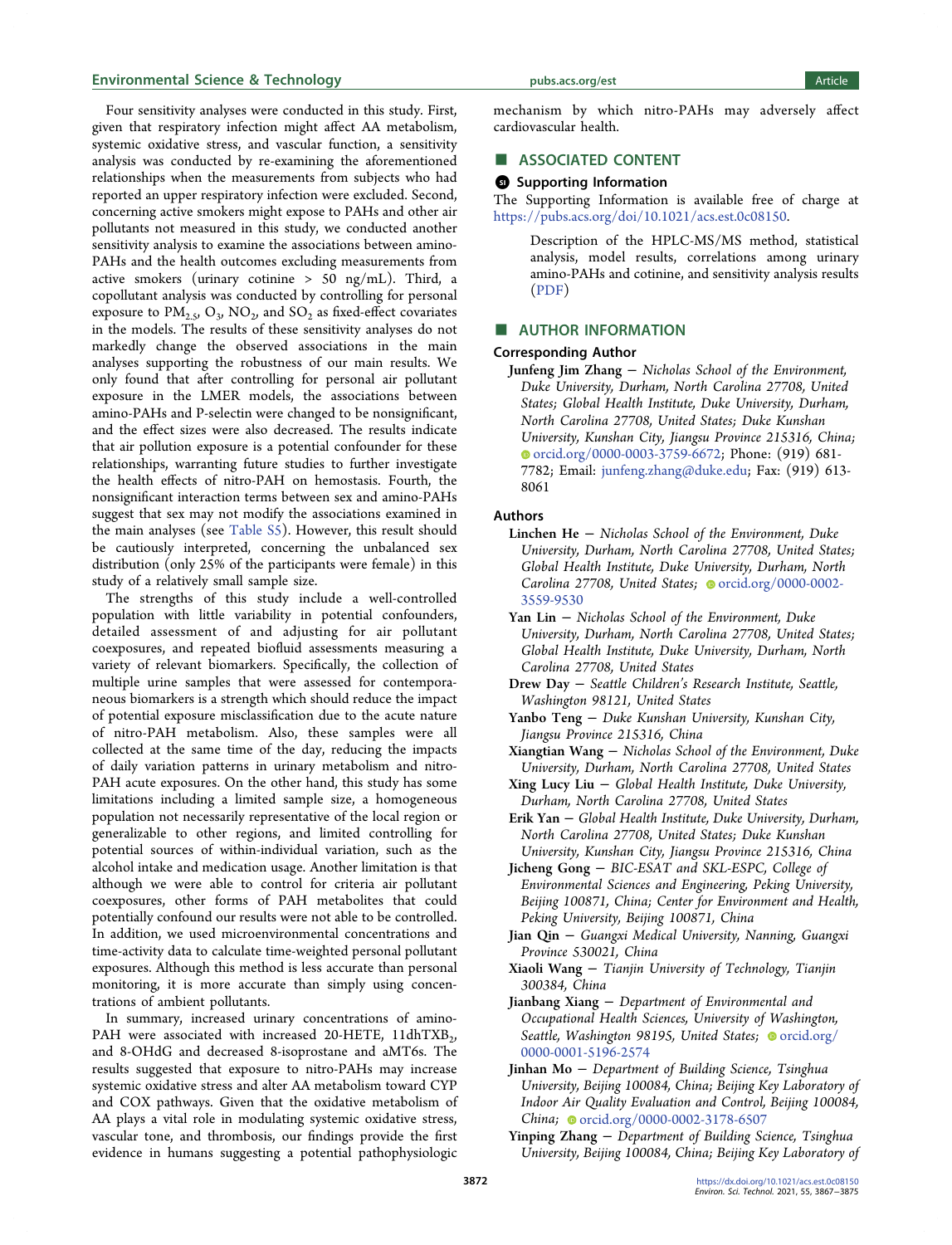Four sensitivity analyses were conducted in this study. First, given that respiratory infection might affect AA metabolism, systemic oxidative stress, and vascular function, a sensitivity analysis was conducted by re-examining the aforementioned relationships when the measurements from subjects who had reported an upper respiratory infection were excluded. Second, concerning active smokers might expose to PAHs and other air pollutants not measured in this study, we conducted another sensitivity analysis to examine the associations between amino-PAHs and the health outcomes excluding measurements from active smokers (urinary cotinine > 50 ng/mL). Third, a copollutant analysis was conducted by controlling for personal exposure to $PM_{2.5}$, $O_3$, $NO_2$, and $SO_2$ as fixed-effect covariates in the models. The results of these sensitivity analyses do not markedly change the observed associations in the main analyses supporting the robustness of our main results. We only found that after controlling for personal air pollutant exposure in the LMER models, the associations between amino-PAHs and P-selectin were changed to be nonsignificant, and the effect sizes were also decreased. The results indicate that air pollution exposure is a potential confounder for these relationships, warranting future studies to further investigate the health effects of nitro-PAH on hemostasis. Fourth, the nonsignificant interaction terms between sex and amino-PAHs suggest that sex may not modify the associations examined in the main analyses (see Table S5). However, this result should be cautiously interpreted, concerning the unbalanced sex distribution (only 25% of the participants were female) in this study of a relatively small sample size.

The strengths of this study include a well-controlled population with little variability in potential confounders, detailed assessment of and adjusting for air pollutant coexposures, and repeated biofluid assessments measuring a variety of relevant biomarkers. Specifically, the collection of multiple urine samples that were assessed for contemporaneous biomarkers is a strength which should reduce the impact of potential exposure misclassification due to the acute nature of nitro-PAH metabolism. Also, these samples were all collected at the same time of the day, reducing the impacts of daily variation patterns in urinary metabolism and nitro-PAH acute exposures. On the other hand, this study has some limitations including a limited sample size, a homogeneous population not necessarily representative of the local region or generalizable to other regions, and limited controlling for potential sources of within-individual variation, such as the alcohol intake and medication usage. Another limitation is that although we were able to control for criteria air pollutant coexposures, other forms of PAH metabolites that could potentially confound our results were not able to be controlled. In addition, we used microenvironmental concentrations and time-activity data to calculate time-weighted personal pollutant exposures. Although this method is less accurate than personal monitoring, it is more accurate than simply using concentrations of ambient pollutants.

In summary, increased urinary concentrations of amino-PAH were associated with increased 20-HETE, $11dhTXB_2$, and 8-OHdG and decreased 8-isoprostane and aMT6s. The results suggested that exposure to nitro-PAHs may increase systemic oxidative stress and alter AA metabolism toward CYP and COX pathways. Given that the oxidative metabolism of AA plays a vital role in modulating systemic oxidative stress, vascular tone, and thrombosis, our findings provide the first evidence in humans suggesting a potential pathophysiologic mechanism by which nitro-PAHs may adversely affect cardiovascular health.

## ■ ASSOCIATED CONTENT

### Supporting Information

The Supporting Information is available free of charge at https://pubs.acs.org/doi/10.1021/acs.est.0c08150.

> Description of the HPLC-MS/MS method, statistical analysis, model results, correlations among urinary amino-PAHs and cotinine, and sensitivity analysis results (PDF)

## ■ AUTHOR INFORMATION

### Corresponding Author

**Junfeng Jim Zhang** − *Nicholas School of the Environment, Duke University, Durham, North Carolina 27708, United States; Global Health Institute, Duke University, Durham, North Carolina 27708, United States; Duke Kunshan University, Kunshan City, Jiangsu Province 215316, China;* orcid.org/0000-0003-3759-6672; Phone: (919) 681-7782; Email: junfeng.zhang@duke.edu; Fax: (919) 613-8061

### Authors

**Linchen He** − *Nicholas School of the Environment, Duke University, Durham, North Carolina 27708, United States; Global Health Institute, Duke University, Durham, North Carolina 27708, United States;* orcid.org/0000-0002-3559-9530

**Yan Lin** − *Nicholas School of the Environment, Duke University, Durham, North Carolina 27708, United States; Global Health Institute, Duke University, Durham, North Carolina 27708, United States*

**Drew Day** − *Seattle Children's Research Institute, Seattle, Washington 98121, United States*

**Yanbo Teng** − *Duke Kunshan University, Kunshan City, Jiangsu Province 215316, China*

**Xiangtian Wang** − *Nicholas School of the Environment, Duke University, Durham, North Carolina 27708, United States*

**Xing Lucy Liu** − *Global Health Institute, Duke University, Durham, North Carolina 27708, United States*

**Erik Yan** − *Global Health Institute, Duke University, Durham, North Carolina 27708, United States; Duke Kunshan University, Kunshan City, Jiangsu Province 215316, China*

**Jicheng Gong** − *BIC-ESAT and SKL-ESPC, College of Environmental Sciences and Engineering, Peking University, Beijing 100871, China; Center for Environment and Health, Peking University, Beijing 100871, China*

**Jian Qin** − *Guangxi Medical University, Nanning, Guangxi Province 530021, China*

**Xiaoli Wang** − *Tianjin University of Technology, Tianjin 300384, China*

**Jianbang Xiang** − *Department of Environmental and Occupational Health Sciences, University of Washington, Seattle, Washington 98195, United States;* orcid.org/0000-0001-5196-2574

**Jinhan Mo** − *Department of Building Science, Tsinghua University, Beijing 100084, China; Beijing Key Laboratory of Indoor Air Quality Evaluation and Control, Beijing 100084, China;* orcid.org/0000-0002-3178-6507

**Yinping Zhang** − *Department of Building Science, Tsinghua University, Beijing 100084, China; Beijing Key Laboratory of*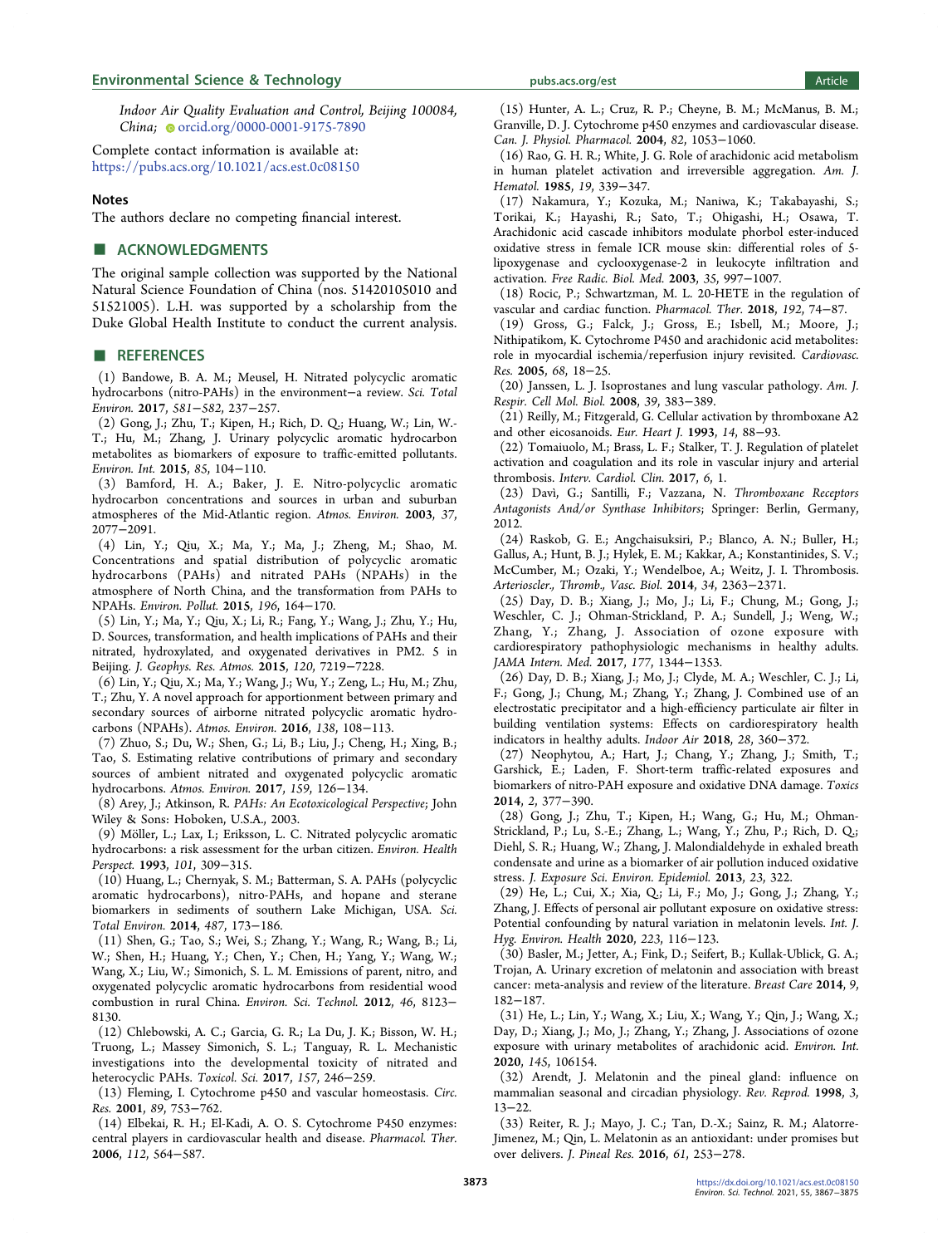Indoor Air Quality Evaluation and Control, Beijing 100084, China; orcid.org/0000-0001-9175-7890

Complete contact information is available at: https://pubs.acs.org/10.1021/acs.est.0c08150

### Notes

The authors declare no competing financial interest.

## ■ ACKNOWLEDGMENTS

The original sample collection was supported by the National Natural Science Foundation of China (nos. 51420105010 and 51521005). L.H. was supported by a scholarship from the Duke Global Health Institute to conduct the current analysis.

## ■ REFERENCES

(1) Bandowe, B. A. M.; Meusel, H. Nitrated polycyclic aromatic hydrocarbons (nitro-PAHs) in the environment−a review. *Sci. Total Environ.* **2017**, *581*−*582*, 237−257.

(2) Gong, J.; Zhu, T.; Kipen, H.; Rich, D. Q.; Huang, W.; Lin, W.-T.; Hu, M.; Zhang, J. Urinary polycyclic aromatic hydrocarbon metabolites as biomarkers of exposure to traffic-emitted pollutants. *Environ. Int.* **2015**, *85*, 104−110.

(3) Bamford, H. A.; Baker, J. E. Nitro-polycyclic aromatic hydrocarbon concentrations and sources in urban and suburban atmospheres of the Mid-Atlantic region. *Atmos. Environ.* **2003**, *37*, 2077−2091.

(4) Lin, Y.; Qiu, X.; Ma, Y.; Ma, J.; Zheng, M.; Shao, M. Concentrations and spatial distribution of polycyclic aromatic hydrocarbons (PAHs) and nitrated PAHs (NPAHs) in the atmosphere of North China, and the transformation from PAHs to NPAHs. *Environ. Pollut.* **2015**, *196*, 164−170.

(5) Lin, Y.; Ma, Y.; Qiu, X.; Li, R.; Fang, Y.; Wang, J.; Zhu, Y.; Hu, D. Sources, transformation, and health implications of PAHs and their nitrated, hydroxylated, and oxygenated derivatives in PM2. 5 in Beijing. *J. Geophys. Res. Atmos.* **2015**, *120*, 7219−7228.

(6) Lin, Y.; Qiu, X.; Ma, Y.; Wang, J.; Wu, Y.; Zeng, L.; Hu, M.; Zhu, T.; Zhu, Y. A novel approach for apportionment between primary and secondary sources of airborne nitrated polycyclic aromatic hydrocarbons (NPAHs). *Atmos. Environ.* **2016**, *138*, 108−113.

(7) Zhuo, S.; Du, W.; Shen, G.; Li, B.; Liu, J.; Cheng, H.; Xing, B.; Tao, S. Estimating relative contributions of primary and secondary sources of ambient nitrated and oxygenated polycyclic aromatic hydrocarbons. *Atmos. Environ.* **2017**, *159*, 126−134.

(8) Arey, J.; Atkinson, R. *PAHs: An Ecotoxicological Perspective*; John Wiley & Sons: Hoboken, U.S.A., 2003.

(9) Möller, L.; Lax, I.; Eriksson, L. C. Nitrated polycyclic aromatic hydrocarbons: a risk assessment for the urban citizen. *Environ. Health Perspect.* **1993**, *101*, 309−315.

(10) Huang, L.; Chernyak, S. M.; Batterman, S. A. PAHs (polycyclic aromatic hydrocarbons), nitro-PAHs, and hopane and sterane biomarkers in sediments of southern Lake Michigan, USA. *Sci. Total Environ.* **2014**, *487*, 173−186.

(11) Shen, G.; Tao, S.; Wei, S.; Zhang, Y.; Wang, R.; Wang, B.; Li, W.; Shen, H.; Huang, Y.; Chen, Y.; Chen, H.; Yang, Y.; Wang, W.; Wang, X.; Liu, W.; Simonich, S. L. M. Emissions of parent, nitro, and oxygenated polycyclic aromatic hydrocarbons from residential wood combustion in rural China. *Environ. Sci. Technol.* **2012**, *46*, 8123−8130.

(12) Chlebowski, A. C.; Garcia, G. R.; La Du, J. K.; Bisson, W. H.; Truong, L.; Massey Simonich, S. L.; Tanguay, R. L. Mechanistic investigations into the developmental toxicity of nitrated and heterocyclic PAHs. *Toxicol. Sci.* **2017**, *157*, 246−259.

(13) Fleming, I. Cytochrome p450 and vascular homeostasis. *Circ. Res.* **2001**, *89*, 753−762.

(14) Elbekai, R. H.; El-Kadi, A. O. S. Cytochrome P450 enzymes: central players in cardiovascular health and disease. *Pharmacol. Ther.* **2006**, *112*, 564−587.

(15) Hunter, A. L.; Cruz, R. P.; Cheyne, B. M.; McManus, B. M.; Granville, D. J. Cytochrome p450 enzymes and cardiovascular disease. *Can. J. Physiol. Pharmacol.* **2004**, *82*, 1053−1060.

(16) Rao, G. H. R.; White, J. G. Role of arachidonic acid metabolism in human platelet activation and irreversible aggregation. *Am. J. Hematol.* **1985**, *19*, 339−347.

(17) Nakamura, Y.; Kozuka, M.; Naniwa, K.; Takabayashi, S.; Torikai, K.; Hayashi, R.; Sato, T.; Ohigashi, H.; Osawa, T. Arachidonic acid cascade inhibitors modulate phorbol ester-induced oxidative stress in female ICR mouse skin: differential roles of 5-lipoxygenase and cyclooxygenase-2 in leukocyte infiltration and activation. *Free Radic. Biol. Med.* **2003**, *35*, 997−1007.

(18) Rocic, P.; Schwartzman, M. L. 20-HETE in the regulation of vascular and cardiac function. *Pharmacol. Ther.* **2018**, *192*, 74−87.

(19) Gross, G.; Falck, J.; Gross, E.; Isbell, M.; Moore, J.; Nithipatikom, K. Cytochrome P450 and arachidonic acid metabolites: role in myocardial ischemia/reperfusion injury revisited. *Cardiovasc. Res.* **2005**, *68*, 18−25.

(20) Janssen, L. J. Isoprostanes and lung vascular pathology. *Am. J. Respir. Cell Mol. Biol.* **2008**, *39*, 383−389.

(21) Reilly, M.; Fitzgerald, G. Cellular activation by thromboxane A2 and other eicosanoids. *Eur. Heart J.* **1993**, *14*, 88−93.

(22) Tomaiuolo, M.; Brass, L. F.; Stalker, T. J. Regulation of platelet activation and coagulation and its role in vascular injury and arterial thrombosis. *Interv. Cardiol. Clin.* **2017**, *6*, 1.

(23) Davì, G.; Santilli, F.; Vazzana, N. *Thromboxane Receptors Antagonists And/or Synthase Inhibitors*; Springer: Berlin, Germany, 2012.

(24) Raskob, G. E.; Angchaisuksiri, P.; Blanco, A. N.; Buller, H.; Gallus, A.; Hunt, B. J.; Hylek, E. M.; Kakkar, A.; Konstantinides, S. V.; McCumber, M.; Ozaki, Y.; Wendelboe, A.; Weitz, J. I. Thrombosis. *Arterioscler., Thromb., Vasc. Biol.* **2014**, *34*, 2363−2371.

(25) Day, D. B.; Xiang, J.; Mo, J.; Li, F.; Chung, M.; Gong, J.; Weschler, C. J.; Ohman-Strickland, P. A.; Sundell, J.; Weng, W.; Zhang, Y.; Zhang, J. Association of ozone exposure with cardiorespiratory pathophysiologic mechanisms in healthy adults. *JAMA Intern. Med.* **2017**, *177*, 1344−1353.

(26) Day, D. B.; Xiang, J.; Mo, J.; Clyde, M. A.; Weschler, C. J.; Li, F.; Gong, J.; Chung, M.; Zhang, Y.; Zhang, J. Combined use of an electrostatic precipitator and a high-efficiency particulate air filter in building ventilation systems: Effects on cardiorespiratory health indicators in healthy adults. *Indoor Air* **2018**, *28*, 360−372.

(27) Neophytou, A.; Hart, J.; Chang, Y.; Zhang, J.; Smith, T.; Garshick, E.; Laden, F. Short-term traffic-related exposures and biomarkers of nitro-PAH exposure and oxidative DNA damage. *Toxics* **2014**, *2*, 377−390.

(28) Gong, J.; Zhu, T.; Kipen, H.; Wang, G.; Hu, M.; Ohman-Strickland, P.; Lu, S.-E.; Zhang, L.; Wang, Y.; Zhu, P.; Rich, D. Q.; Diehl, S. R.; Huang, W.; Zhang, J. Malondialdehyde in exhaled breath condensate and urine as a biomarker of air pollution induced oxidative stress. *J. Exposure Sci. Environ. Epidemiol.* **2013**, *23*, 322.

(29) He, L.; Cui, X.; Xia, Q.; Li, F.; Mo, J.; Gong, J.; Zhang, Y.; Zhang, J. Effects of personal air pollutant exposure on oxidative stress: Potential confounding by natural variation in melatonin levels. *Int. J. Hyg. Environ. Health* **2020**, *223*, 116−123.

(30) Basler, M.; Jetter, A.; Fink, D.; Seifert, B.; Kullak-Ublick, G. A.; Trojan, A. Urinary excretion of melatonin and association with breast cancer: meta-analysis and review of the literature. *Breast Care* **2014**, *9*, 182−187.

(31) He, L.; Lin, Y.; Wang, X.; Liu, X.; Wang, Y.; Qin, J.; Wang, X.; Day, D.; Xiang, J.; Mo, J.; Zhang, Y.; Zhang, J. Associations of ozone exposure with urinary metabolites of arachidonic acid. *Environ. Int.* **2020**, *145*, 106154.

(32) Arendt, J. Melatonin and the pineal gland: influence on mammalian seasonal and circadian physiology. *Rev. Reprod.* **1998**, *3*, 13−22.

(33) Reiter, R. J.; Mayo, J. C.; Tan, D.-X.; Sainz, R. M.; Alatorre-Jimenez, M.; Qin, L. Melatonin as an antioxidant: under promises but over delivers. *J. Pineal Res.* **2016**, *61*, 253−278.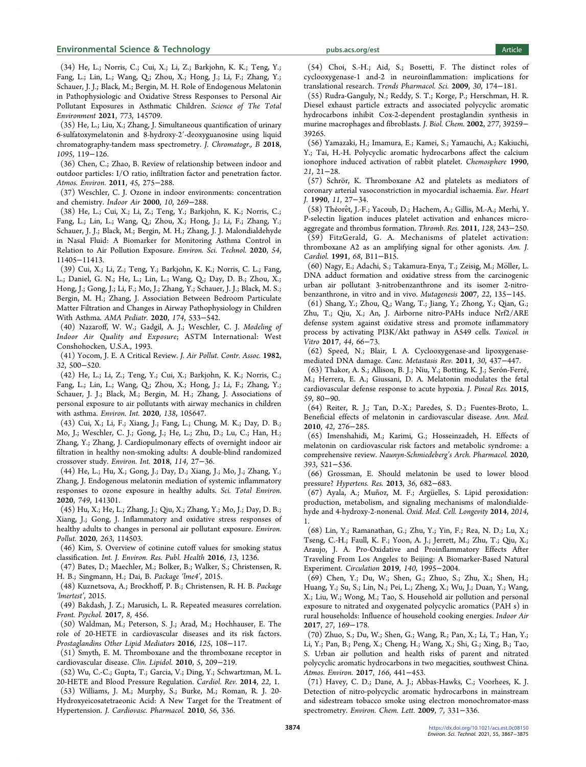(34) He, L.; Norris, C.; Cui, X.; Li, Z.; Barkjohn, K. K.; Teng, Y.; Fang, L.; Lin, L.; Wang, Q.; Zhou, X.; Hong, J.; Li, F.; Zhang, Y.; Schauer, J. J.; Black, M.; Bergin, M. H. Role of Endogenous Melatonin in Pathophysiologic and Oxidative Stress Responses to Personal Air Pollutant Exposures in Asthmatic Children. *Science of The Total Environment* **2021**, *773*, 145709.

(35) He, L.; Liu, X.; Zhang, J. Simultaneous quantification of urinary 6-sulfatoxymelatonin and 8-hydroxy-2′-deoxyguanosine using liquid chromatography-tandem mass spectrometry. *J. Chromatogr., B* **2018**, *1095*, 119−126.

(36) Chen, C.; Zhao, B. Review of relationship between indoor and outdoor particles: I/O ratio, infiltration factor and penetration factor. *Atmos. Environ.* **2011**, *45*, 275−288.

(37) Weschler, C. J. Ozone in indoor environments: concentration and chemistry. *Indoor Air* **2000**, *10*, 269−288.

(38) He, L.; Cui, X.; Li, Z.; Teng, Y.; Barkjohn, K. K.; Norris, C.; Fang, L.; Lin, L.; Wang, Q.; Zhou, X.; Hong, J.; Li, F.; Zhang, Y.; Schauer, J. J.; Black, M.; Bergin, M. H.; Zhang, J. J. Malondialdehyde in Nasal Fluid: A Biomarker for Monitoring Asthma Control in Relation to Air Pollution Exposure. *Environ. Sci. Technol.* **2020**, *54*, 11405−11413.

(39) Cui, X.; Li, Z.; Teng, Y.; Barkjohn, K. K.; Norris, C. L.; Fang, L.; Daniel, G. N.; He, L.; Lin, L.; Wang, Q.; Day, D. B.; Zhou, X.; Hong, J.; Gong, J.; Li, F.; Mo, J.; Zhang, Y.; Schauer, J. J.; Black, M. S.; Bergin, M. H.; Zhang, J. Association Between Bedroom Particulate Matter Filtration and Changes in Airway Pathophysiology in Children With Asthma. *AMA Pediatr.* **2020**, *174*, 533−542.

(40) Nazaroff, W. W.; Gadgil, A. J.; Weschler, C. J. *Modeling of Indoor Air Quality and Exposure*; ASTM International: West Conshohocken, U.S.A., 1993.

(41) Yocom, J. E. A Critical Review. *J. Air Pollut. Contr. Assoc.* **1982**, *32*, 500−520.

(42) He, L.; Li, Z.; Teng, Y.; Cui, X.; Barkjohn, K. K.; Norris, C.; Fang, L.; Lin, L.; Wang, Q.; Zhou, X.; Hong, J.; Li, F.; Zhang, Y.; Schauer, J. J.; Black, M.; Bergin, M. H.; Zhang, J. Associations of personal exposure to air pollutants with airway mechanics in children with asthma. *Environ. Int.* **2020**, *138*, 105647.

(43) Cui, X.; Li, F.; Xiang, J.; Fang, L.; Chung, M. K.; Day, D. B.; Mo, J.; Weschler, C. J.; Gong, J.; He, L.; Zhu, D.; Lu, C.; Han, H.; Zhang, Y.; Zhang, J. Cardiopulmonary effects of overnight indoor air filtration in healthy non-smoking adults: A double-blind randomized crossover study. *Environ. Int.* **2018**, *114*, 27−36.

(44) He, L.; Hu, X.; Gong, J.; Day, D.; Xiang, J.; Mo, J.; Zhang, Y.; Zhang, J. Endogenous melatonin mediation of systemic inflammatory responses to ozone exposure in healthy adults. *Sci. Total Environ.* **2020**, *749*, 141301.

(45) Hu, X.; He, L.; Zhang, J.; Qiu, X.; Zhang, Y.; Mo, J.; Day, D. B.; Xiang, J.; Gong, J. Inflammatory and oxidative stress responses of healthy adults to changes in personal air pollutant exposure. *Environ. Pollut.* **2020**, *263*, 114503.

(46) Kim, S. Overview of cotinine cutoff values for smoking status classification. *Int. J. Environ. Res. Publ. Health* **2016**, *13*, 1236.

(47) Bates, D.; Maechler, M.; Bolker, B.; Walker, S.; Christensen, R. H. B.; Singmann, H.; Dai, B. *Package 'lme4'*, 2015.

(48) Kuznetsova, A.; Brockhoff, P. B.; Christensen, R. H. B. *Package 'lmertest'*, 2015.

(49) Bakdash, J. Z.; Marusich, L. R. Repeated measures correlation. *Front. Psychol.* **2017**, *8*, 456.

(50) Waldman, M.; Peterson, S. J.; Arad, M.; Hochhauser, E. The role of 20-HETE in cardiovascular diseases and its risk factors. *Prostaglandins Other Lipid Mediators* **2016**, *125*, 108−117.

(51) Smyth, E. M. Thromboxane and the thromboxane receptor in cardiovascular disease. *Clin. Lipidol.* **2010**, *5*, 209−219.

(52) Wu, C.-C.; Gupta, T.; Garcia, V.; Ding, Y.; Schwartzman, M. L. 20-HETE and Blood Pressure Regulation. *Cardiol. Rev.* **2014**, *22*, 1.

(53) Williams, J. M.; Murphy, S.; Burke, M.; Roman, R. J. 20-Hydroxyeicosatetraeonic Acid: A New Target for the Treatment of Hypertension. *J. Cardiovasc. Pharmacol.* **2010**, *56*, 336.

(54) Choi, S.-H.; Aid, S.; Bosetti, F. The distinct roles of cyclooxygenase-1 and-2 in neuroinflammation: implications for translational research. *Trends Pharmacol. Sci.* **2009**, *30*, 174−181.

(55) Rudra-Ganguly, N.; Reddy, S. T.; Korge, P.; Herschman, H. R. Diesel exhaust particle extracts and associated polycyclic aromatic hydrocarbons inhibit Cox-2-dependent prostaglandin synthesis in murine macrophages and fibroblasts. *J. Biol. Chem.* **2002**, *277*, 39259−39265.

(56) Yamazaki, H.; Imamura, E.; Kamei, S.; Yamauchi, A.; Kakiuchi, Y.; Tai, H.-H. Polycyclic aromatic hydrocarbons affect the calcium ionophore induced activation of rabbit platelet. *Chemosphere* **1990**, *21*, 21−28.

(57) Schrör, K. Thromboxane A2 and platelets as mediators of coronary arterial vasoconstriction in myocardial ischaemia. *Eur. Heart J.* **1990**, *11*, 27−34.

(58) Théorêt, J.-F.; Yacoub, D.; Hachem, A.; Gillis, M.-A.; Merhi, Y. P-selectin ligation induces platelet activation and enhances microaggregate and thrombus formation. *Thromb. Res.* **2011**, *128*, 243−250.

(59) FitzGerald, G. A. Mechanisms of platelet activation: thromboxane A2 as an amplifying signal for other agonists. *Am. J. Cardiol.* **1991**, *68*, B11−B15.

(60) Nagy, E.; Adachi, S.; Takamura-Enya, T.; Zeisig, M.; Möller, L. DNA adduct formation and oxidative stress from the carcinogenic urban air pollutant 3-nitrobenzanthrone and its isomer 2-nitrobenzanthrone, in vitro and in vivo. *Mutagenesis* **2007**, *22*, 135−145.

(61) Shang, Y.; Zhou, Q.; Wang, T.; Jiang, Y.; Zhong, Y.; Qian, G.; Zhu, T.; Qiu, X.; An, J. Airborne nitro-PAHs induce Nrf2/ARE defense system against oxidative stress and promote inflammatory process by activating PI3K/Akt pathway in A549 cells. *Toxicol. in Vitro* **2017**, *44*, 66−73.

(62) Speed, N.; Blair, I. A. Cyclooxygenase-and lipoxygenase-mediated DNA damage. *Canc. Metastasis Rev.* **2011**, *30*, 437−447.

(63) Thakor, A. S.; Allison, B. J.; Niu, Y.; Botting, K. J.; Serón-Ferré, M.; Herrera, E. A.; Giussani, D. A. Melatonin modulates the fetal cardiovascular defense response to acute hypoxia. *J. Pineal Res.* **2015**, *59*, 80−90.

(64) Reiter, R. J.; Tan, D.-X.; Paredes, S. D.; Fuentes-Broto, L. Beneficial effects of melatonin in cardiovascular disease. *Ann. Med.* **2010**, *42*, 276−285.

(65) Imenshahidi, M.; Karimi, G.; Hosseinzadeh, H. Effects of melatonin on cardiovascular risk factors and metabolic syndrome: a comprehensive review. *Naunyn-Schmiedeberg's Arch. Pharmacol.* **2020**, *393*, 521−536.

(66) Grossman, E. Should melatonin be used to lower blood pressure? *Hypertens. Res.* **2013**, *36*, 682−683.

(67) Ayala, A.; Muñoz, M. F.; Argüelles, S. Lipid peroxidation: production, metabolism, and signaling mechanisms of malondialdehyde and 4-hydroxy-2-nonenal. *Oxid. Med. Cell. Longevity* **2014**, *2014*, 1.

(68) Lin, Y.; Ramanathan, G.; Zhu, Y.; Yin, F.; Rea, N. D.; Lu, X.; Tseng, C.-H.; Faull, K. F.; Yoon, A. J.; Jerrett, M.; Zhu, T.; Qiu, X.; Araujo, J. A. Pro-Oxidative and Proinflammatory Effects After Traveling From Los Angeles to Beijing: A Biomarker-Based Natural Experiment. *Circulation* **2019**, *140*, 1995−2004.

(69) Chen, Y.; Du, W.; Shen, G.; Zhuo, S.; Zhu, X.; Shen, H.; Huang, Y.; Su, S.; Lin, N.; Pei, L.; Zheng, X.; Wu, J.; Duan, Y.; Wang, X.; Liu, W.; Wong, M.; Tao, S. Household air pollution and personal exposure to nitrated and oxygenated polycyclic aromatics (PAH s) in rural households: Influence of household cooking energies. *Indoor Air* **2017**, *27*, 169−178.

(70) Zhuo, S.; Du, W.; Shen, G.; Wang, R.; Pan, X.; Li, T.; Han, Y.; Li, Y.; Pan, B.; Peng, X.; Cheng, H.; Wang, X.; Shi, G.; Xing, B.; Tao, S. Urban air pollution and health risks of parent and nitrated polycyclic aromatic hydrocarbons in two megacities, southwest China. *Atmos. Environ.* **2017**, *166*, 441−453.

(71) Havey, C. D.; Dane, A. J.; Abbas-Hawks, C.; Voorhees, K. J. Detection of nitro-polycyclic aromatic hydrocarbons in mainstream and sidestream tobacco smoke using electron monochromator-mass spectrometry. *Environ. Chem. Lett.* **2009**, *7*, 331−336.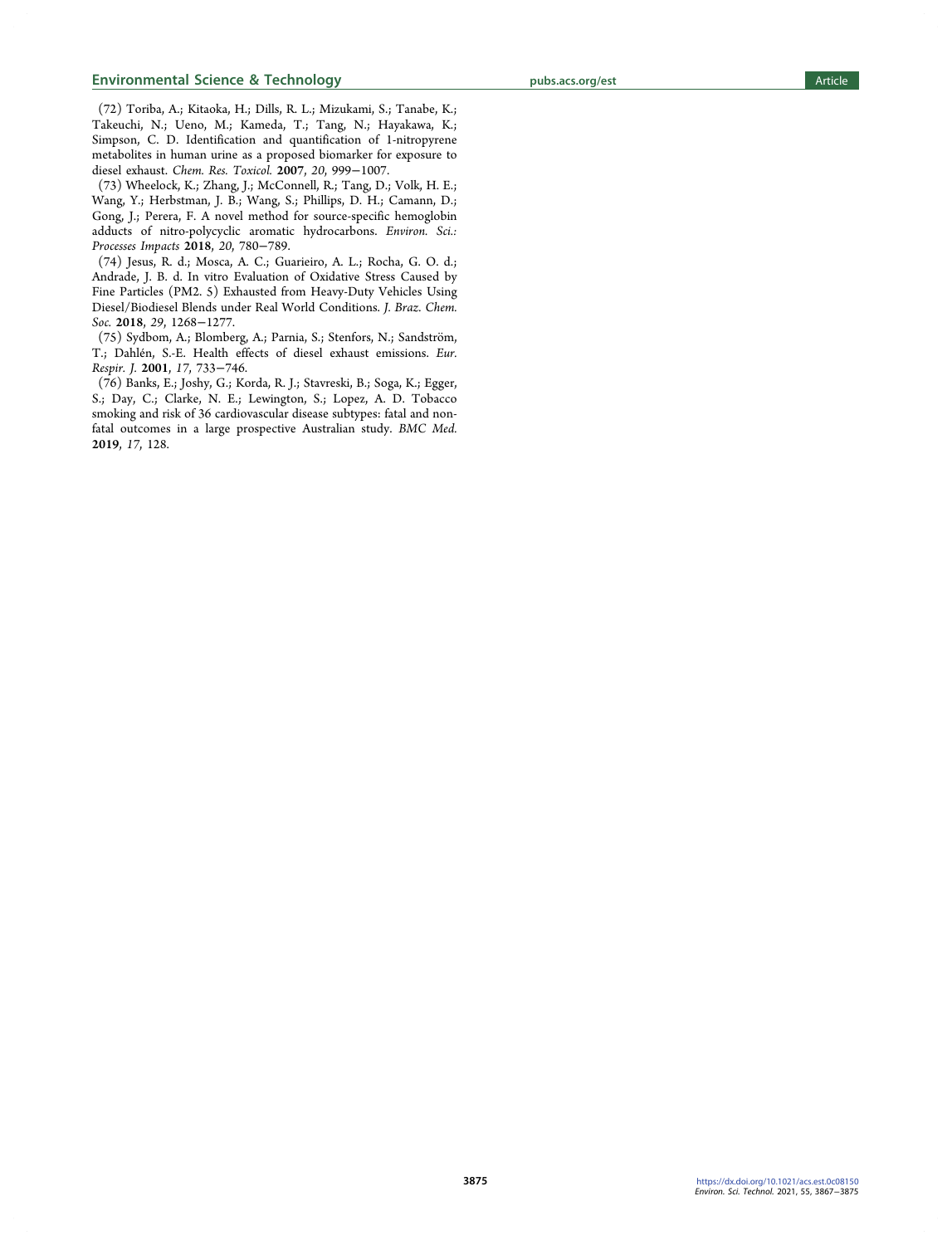(72) Toriba, A.; Kitaoka, H.; Dills, R. L.; Mizukami, S.; Tanabe, K.; Takeuchi, N.; Ueno, M.; Kameda, T.; Tang, N.; Hayakawa, K.; Simpson, C. D. Identification and quantification of 1-nitropyrene metabolites in human urine as a proposed biomarker for exposure to diesel exhaust. *Chem. Res. Toxicol.* **2007**, *20*, 999−1007.

(73) Wheelock, K.; Zhang, J.; McConnell, R.; Tang, D.; Volk, H. E.; Wang, Y.; Herbstman, J. B.; Wang, S.; Phillips, D. H.; Camann, D.; Gong, J.; Perera, F. A novel method for source-specific hemoglobin adducts of nitro-polycyclic aromatic hydrocarbons. *Environ. Sci.: Processes Impacts* **2018**, *20*, 780−789.

(74) Jesus, R. d.; Mosca, A. C.; Guarieiro, A. L.; Rocha, G. O. d.; Andrade, J. B. d. In vitro Evaluation of Oxidative Stress Caused by Fine Particles (PM2. 5) Exhausted from Heavy-Duty Vehicles Using Diesel/Biodiesel Blends under Real World Conditions. *J. Braz. Chem. Soc.* **2018**, *29*, 1268−1277.

(75) Sydbom, A.; Blomberg, A.; Parnia, S.; Stenfors, N.; Sandström, T.; Dahlén, S.-E. Health effects of diesel exhaust emissions. *Eur. Respir. J.* **2001**, *17*, 733−746.

(76) Banks, E.; Joshy, G.; Korda, R. J.; Stavreski, B.; Soga, K.; Egger, S.; Day, C.; Clarke, N. E.; Lewington, S.; Lopez, A. D. Tobacco smoking and risk of 36 cardiovascular disease subtypes: fatal and non-fatal outcomes in a large prospective Australian study. *BMC Med.* **2019**, *17*, 128.